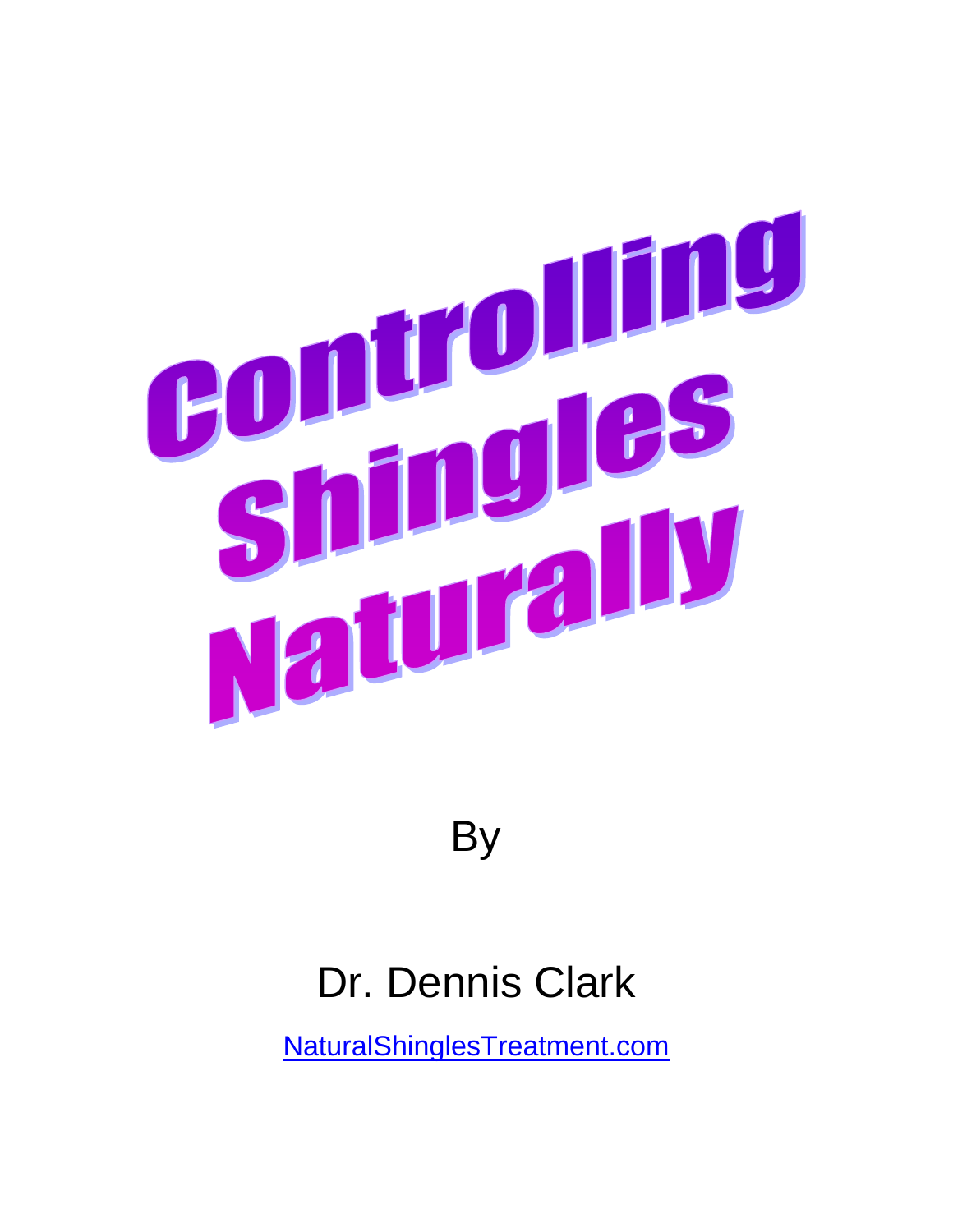# Controlling Shingles Naturally

By

Dr. Dennis Clark

[NaturalShinglesTreatment.com](NaturalShinglesTreatment.com)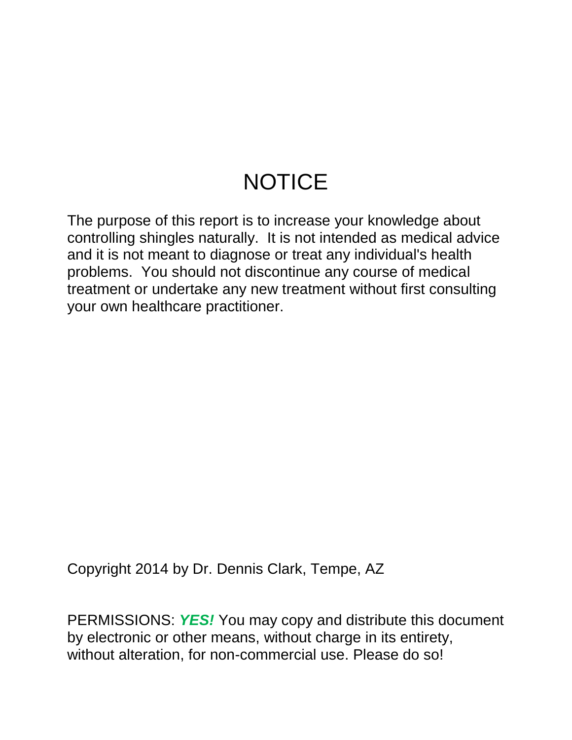# NOTICE

The purpose of this report is to increase your knowledge about controlling shingles naturally. It is not intended as medical advice and it is not meant to diagnose or treat any individual's health problems. You should not discontinue any course of medical treatment or undertake any new treatment without first consulting your own healthcare practitioner.

Copyright 2014 by Dr. Dennis Clark, Tempe, AZ

PERMISSIONS: ***YES!*** You may copy and distribute this document by electronic or other means, without charge in its entirety, without alteration, for non-commercial use. Please do so!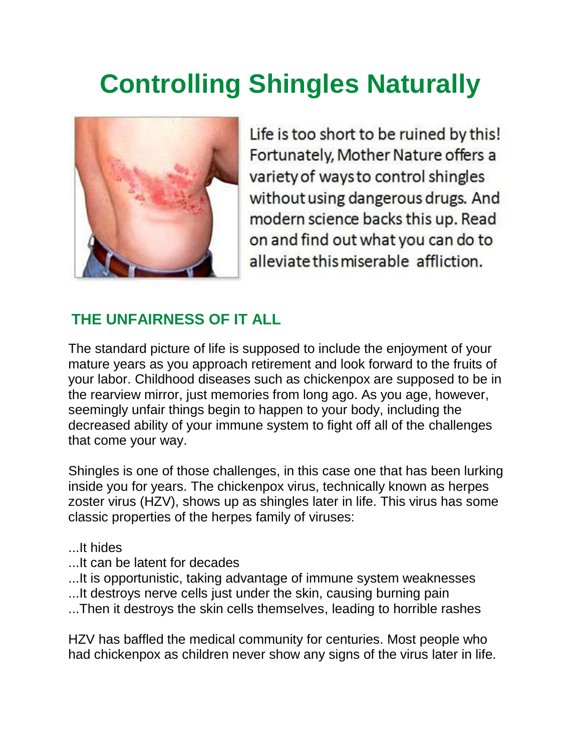# Controlling Shingles Naturally

Life is too short to be ruined by this! Fortunately, Mother Nature offers a variety of ways to control shingles without using dangerous drugs. And modern science backs this up. Read on and find out what you can do to alleviate this miserable affliction.

## THE UNFAIRNESS OF IT ALL

The standard picture of life is supposed to include the enjoyment of your mature years as you approach retirement and look forward to the fruits of your labor. Childhood diseases such as chickenpox are supposed to be in the rearview mirror, just memories from long ago. As you age, however, seemingly unfair things begin to happen to your body, including the decreased ability of your immune system to fight off all of the challenges that come your way.

Shingles is one of those challenges, in this case one that has been lurking inside you for years. The chickenpox virus, technically known as herpes zoster virus (HZV), shows up as shingles later in life. This virus has some classic properties of the herpes family of viruses:

...It hides  
...It can be latent for decades  
...It is opportunistic, taking advantage of immune system weaknesses  
...It destroys nerve cells just under the skin, causing burning pain  
...Then it destroys the skin cells themselves, leading to horrible rashes

HZV has baffled the medical community for centuries. Most people who had chickenpox as children never show any signs of the virus later in life.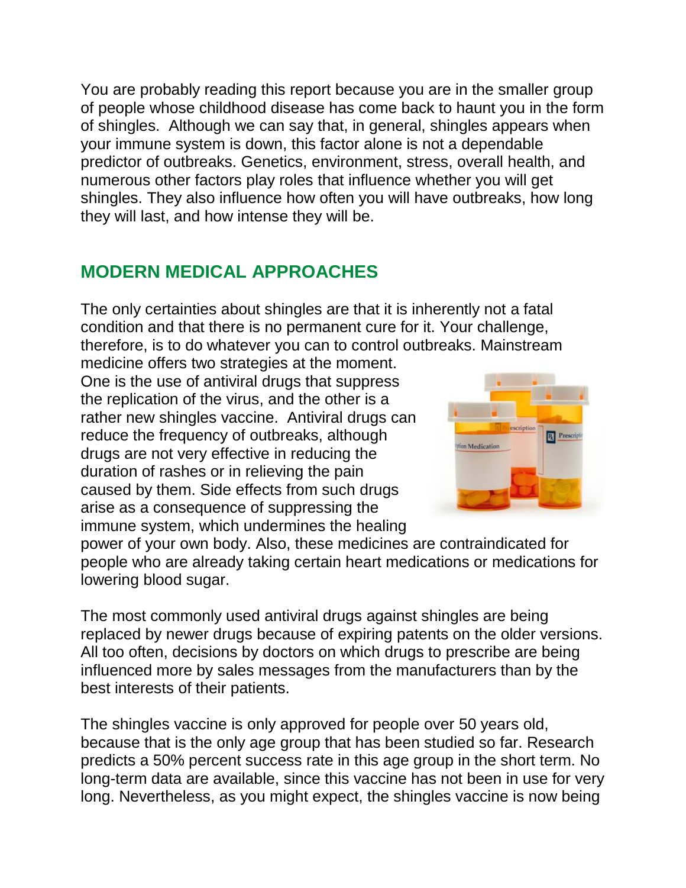You are probably reading this report because you are in the smaller group of people whose childhood disease has come back to haunt you in the form of shingles. Although we can say that, in general, shingles appears when your immune system is down, this factor alone is not a dependable predictor of outbreaks. Genetics, environment, stress, overall health, and numerous other factors play roles that influence whether you will get shingles. They also influence how often you will have outbreaks, how long they will last, and how intense they will be.

## MODERN MEDICAL APPROACHES

The only certainties about shingles are that it is inherently not a fatal condition and that there is no permanent cure for it. Your challenge, therefore, is to do whatever you can to control outbreaks. Mainstream medicine offers two strategies at the moment. One is the use of antiviral drugs that suppress the replication of the virus, and the other is a rather new shingles vaccine. Antiviral drugs can reduce the frequency of outbreaks, although drugs are not very effective in reducing the duration of rashes or in relieving the pain caused by them. Side effects from such drugs arise as a consequence of suppressing the immune system, which undermines the healing power of your own body. Also, these medicines are contraindicated for people who are already taking certain heart medications or medications for lowering blood sugar.

The most commonly used antiviral drugs against shingles are being replaced by newer drugs because of expiring patents on the older versions. All too often, decisions by doctors on which drugs to prescribe are being influenced more by sales messages from the manufacturers than by the best interests of their patients.

The shingles vaccine is only approved for people over 50 years old, because that is the only age group that has been studied so far. Research predicts a 50% percent success rate in this age group in the short term. No long-term data are available, since this vaccine has not been in use for very long. Nevertheless, as you might expect, the shingles vaccine is now being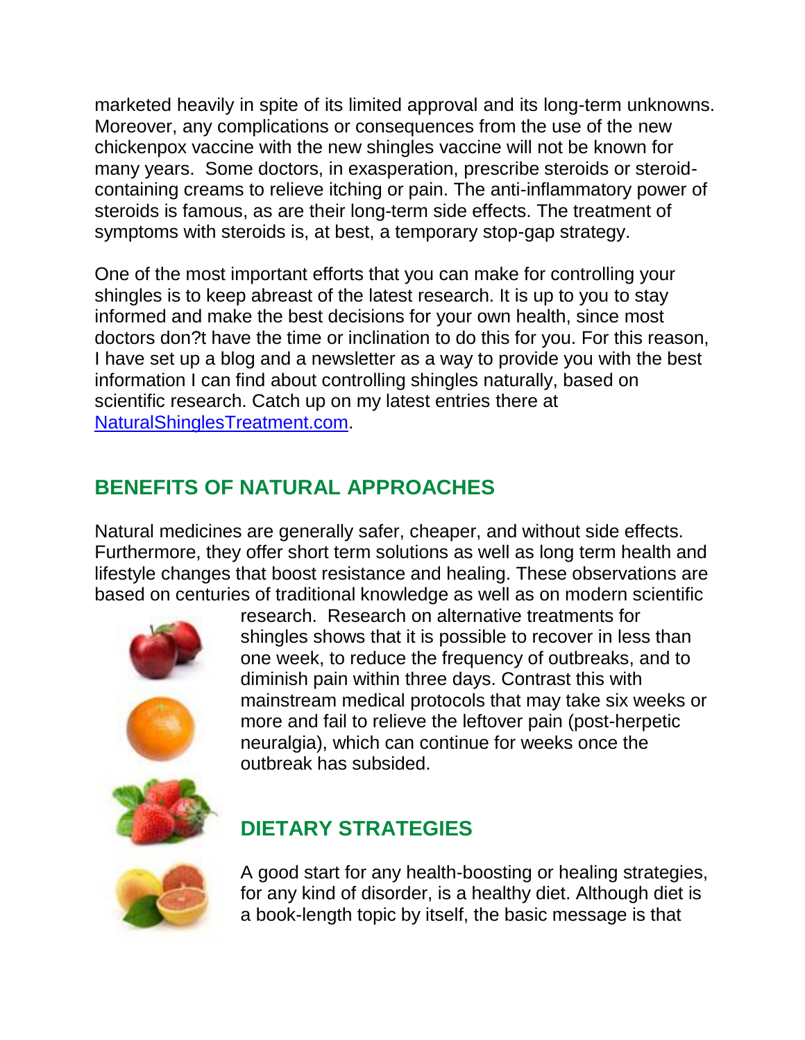marketed heavily in spite of its limited approval and its long-term unknowns. Moreover, any complications or consequences from the use of the new chickenpox vaccine with the new shingles vaccine will not be known for many years. Some doctors, in exasperation, prescribe steroids or steroid-containing creams to relieve itching or pain. The anti-inflammatory power of steroids is famous, as are their long-term side effects. The treatment of symptoms with steroids is, at best, a temporary stop-gap strategy.

One of the most important efforts that you can make for controlling your shingles is to keep abreast of the latest research. It is up to you to stay informed and make the best decisions for your own health, since most doctors don?t have the time or inclination to do this for you. For this reason, I have set up a blog and a newsletter as a way to provide you with the best information I can find about controlling shingles naturally, based on scientific research. Catch up on my latest entries there at [NaturalShinglesTreatment.com](NaturalShinglesTreatment.com).

## BENEFITS OF NATURAL APPROACHES

Natural medicines are generally safer, cheaper, and without side effects. Furthermore, they offer short term solutions as well as long term health and lifestyle changes that boost resistance and healing. These observations are based on centuries of traditional knowledge as well as on modern scientific research. Research on alternative treatments for shingles shows that it is possible to recover in less than one week, to reduce the frequency of outbreaks, and to diminish pain within three days. Contrast this with mainstream medical protocols that may take six weeks or more and fail to relieve the leftover pain (post-herpetic neuralgia), which can continue for weeks once the outbreak has subsided.

## DIETARY STRATEGIES

A good start for any health-boosting or healing strategies, for any kind of disorder, is a healthy diet. Although diet is a book-length topic by itself, the basic message is that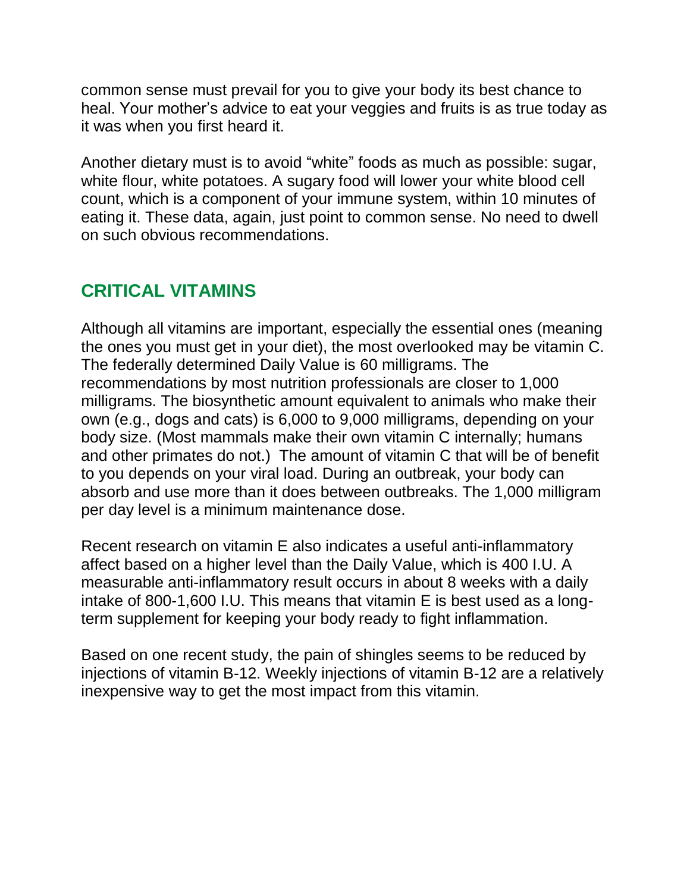common sense must prevail for you to give your body its best chance to heal. Your mother's advice to eat your veggies and fruits is as true today as it was when you first heard it.

Another dietary must is to avoid "white" foods as much as possible: sugar, white flour, white potatoes. A sugary food will lower your white blood cell count, which is a component of your immune system, within 10 minutes of eating it. These data, again, just point to common sense. No need to dwell on such obvious recommendations.

## CRITICAL VITAMINS

Although all vitamins are important, especially the essential ones (meaning the ones you must get in your diet), the most overlooked may be vitamin C. The federally determined Daily Value is 60 milligrams. The recommendations by most nutrition professionals are closer to 1,000 milligrams. The biosynthetic amount equivalent to animals who make their own (e.g., dogs and cats) is 6,000 to 9,000 milligrams, depending on your body size. (Most mammals make their own vitamin C internally; humans and other primates do not.) The amount of vitamin C that will be of benefit to you depends on your viral load. During an outbreak, your body can absorb and use more than it does between outbreaks. The 1,000 milligram per day level is a minimum maintenance dose.

Recent research on vitamin E also indicates a useful anti-inflammatory affect based on a higher level than the Daily Value, which is 400 I.U. A measurable anti-inflammatory result occurs in about 8 weeks with a daily intake of 800-1,600 I.U. This means that vitamin E is best used as a long-term supplement for keeping your body ready to fight inflammation.

Based on one recent study, the pain of shingles seems to be reduced by injections of vitamin B-12. Weekly injections of vitamin B-12 are a relatively inexpensive way to get the most impact from this vitamin.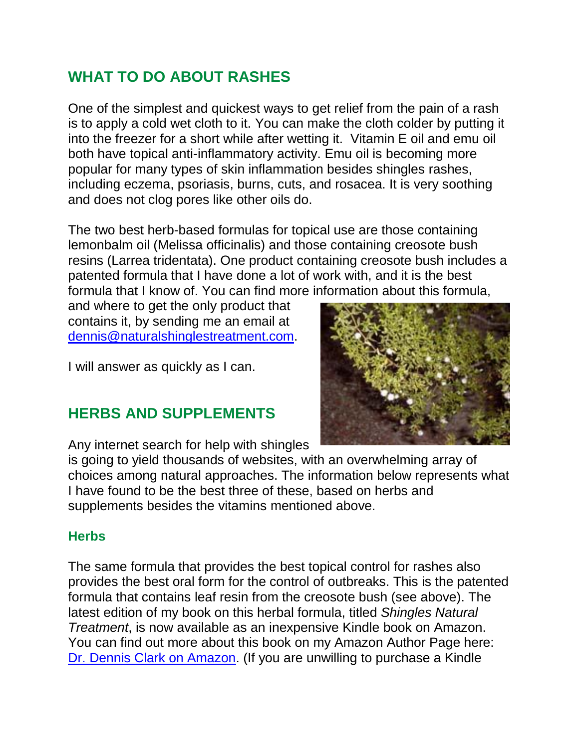## WHAT TO DO ABOUT RASHES

One of the simplest and quickest ways to get relief from the pain of a rash is to apply a cold wet cloth to it. You can make the cloth colder by putting it into the freezer for a short while after wetting it.  Vitamin E oil and emu oil both have topical anti-inflammatory activity. Emu oil is becoming more popular for many types of skin inflammation besides shingles rashes, including eczema, psoriasis, burns, cuts, and rosacea. It is very soothing and does not clog pores like other oils do.

The two best herb-based formulas for topical use are those containing lemonbalm oil (Melissa officinalis) and those containing creosote bush resins (Larrea tridentata). One product containing creosote bush includes a patented formula that I have done a lot of work with, and it is the best formula that I know of. You can find more information about this formula, and where to get the only product that contains it, by sending me an email at [dennis@naturalshinglestreatment.com](mailto:dennis@naturalshinglestreatment.com).

I will answer as quickly as I can.

## HERBS AND SUPPLEMENTS

Any internet search for help with shingles is going to yield thousands of websites, with an overwhelming array of choices among natural approaches. The information below represents what I have found to be the best three of these, based on herbs and supplements besides the vitamins mentioned above.

### Herbs

The same formula that provides the best topical control for rashes also provides the best oral form for the control of outbreaks. This is the patented formula that contains leaf resin from the creosote bush (see above). The latest edition of my book on this herbal formula, titled *Shingles Natural Treatment*, is now available as an inexpensive Kindle book on Amazon. You can find out more about this book on my Amazon Author Page here: [Dr. Dennis Clark on Amazon](). (If you are unwilling to purchase a Kindle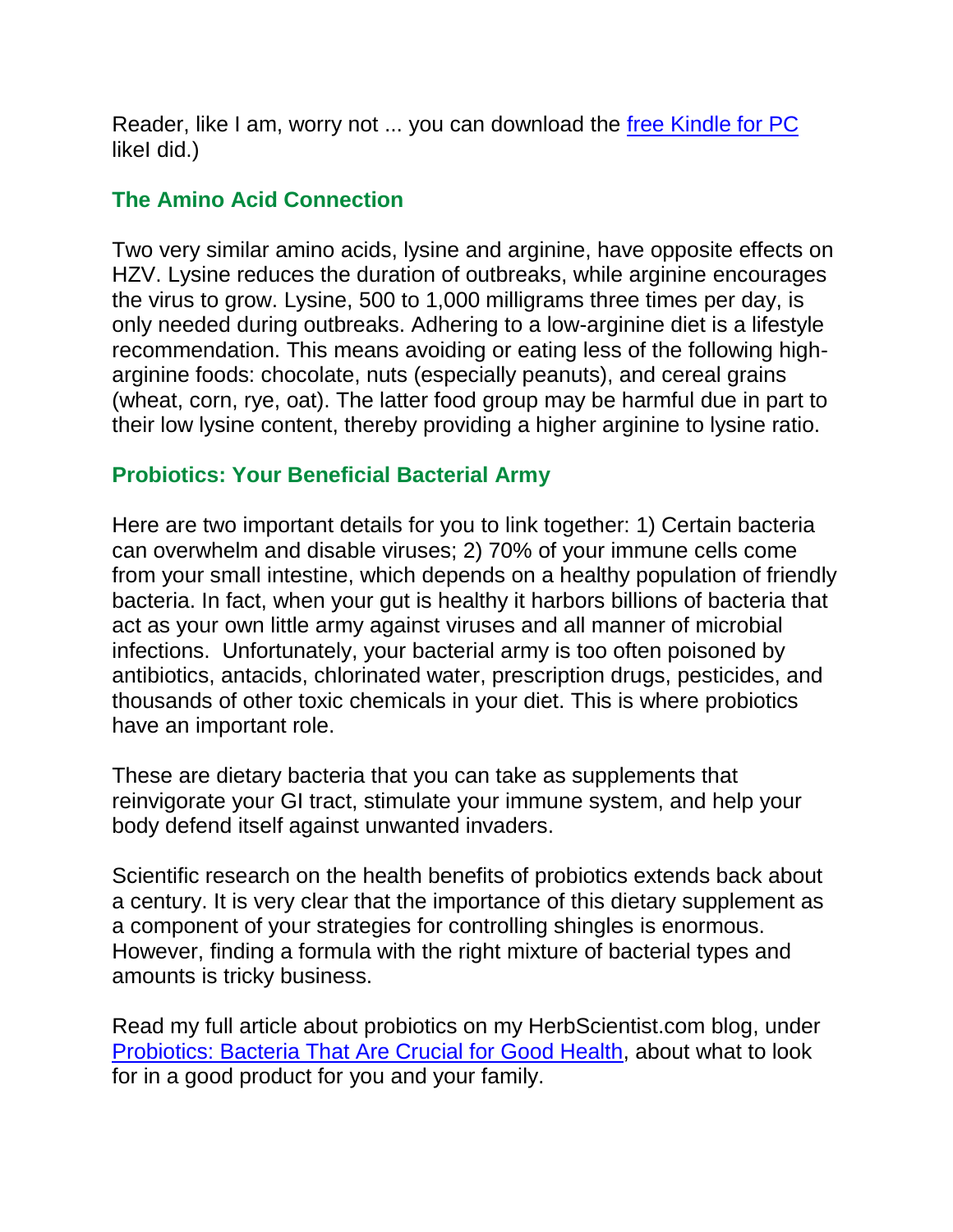Reader, like I am, worry not ... you can download the [free Kindle for PC](free Kindle for PC) likeI did.)

## The Amino Acid Connection

Two very similar amino acids, lysine and arginine, have opposite effects on HZV. Lysine reduces the duration of outbreaks, while arginine encourages the virus to grow. Lysine, 500 to 1,000 milligrams three times per day, is only needed during outbreaks. Adhering to a low-arginine diet is a lifestyle recommendation. This means avoiding or eating less of the following high-arginine foods: chocolate, nuts (especially peanuts), and cereal grains (wheat, corn, rye, oat). The latter food group may be harmful due in part to their low lysine content, thereby providing a higher arginine to lysine ratio.

## Probiotics: Your Beneficial Bacterial Army

Here are two important details for you to link together: 1) Certain bacteria can overwhelm and disable viruses; 2) 70% of your immune cells come from your small intestine, which depends on a healthy population of friendly bacteria. In fact, when your gut is healthy it harbors billions of bacteria that act as your own little army against viruses and all manner of microbial infections. Unfortunately, your bacterial army is too often poisoned by antibiotics, antacids, chlorinated water, prescription drugs, pesticides, and thousands of other toxic chemicals in your diet. This is where probiotics have an important role.

These are dietary bacteria that you can take as supplements that reinvigorate your GI tract, stimulate your immune system, and help your body defend itself against unwanted invaders.

Scientific research on the health benefits of probiotics extends back about a century. It is very clear that the importance of this dietary supplement as a component of your strategies for controlling shingles is enormous. However, finding a formula with the right mixture of bacterial types and amounts is tricky business.

Read my full article about probiotics on my HerbScientist.com blog, under Probiotics: Bacteria That Are Crucial for Good Health, about what to look for in a good product for you and your family.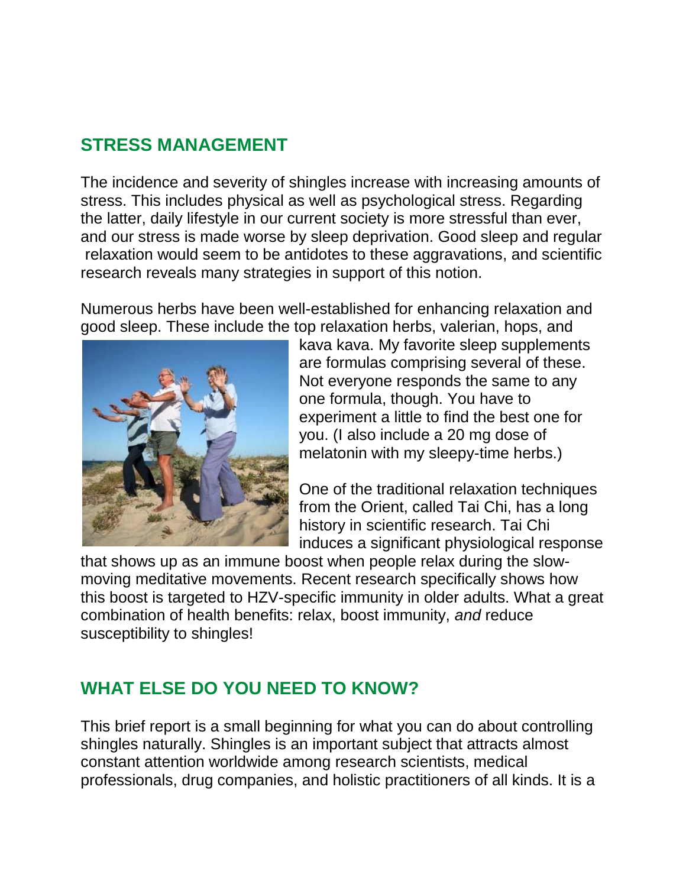## STRESS MANAGEMENT

The incidence and severity of shingles increase with increasing amounts of stress. This includes physical as well as psychological stress. Regarding the latter, daily lifestyle in our current society is more stressful than ever, and our stress is made worse by sleep deprivation. Good sleep and regular relaxation would seem to be antidotes to these aggravations, and scientific research reveals many strategies in support of this notion.

Numerous herbs have been well-established for enhancing relaxation and good sleep. These include the top relaxation herbs, valerian, hops, and kava kava. My favorite sleep supplements are formulas comprising several of these. Not everyone responds the same to any one formula, though. You have to experiment a little to find the best one for you. (I also include a 20 mg dose of melatonin with my sleepy-time herbs.)

One of the traditional relaxation techniques from the Orient, called Tai Chi, has a long history in scientific research. Tai Chi induces a significant physiological response that shows up as an immune boost when people relax during the slow-moving meditative movements. Recent research specifically shows how this boost is targeted to HZV-specific immunity in older adults. What a great combination of health benefits: relax, boost immunity, *and* reduce susceptibility to shingles!

## WHAT ELSE DO YOU NEED TO KNOW?

This brief report is a small beginning for what you can do about controlling shingles naturally. Shingles is an important subject that attracts almost constant attention worldwide among research scientists, medical professionals, drug companies, and holistic practitioners of all kinds. It is a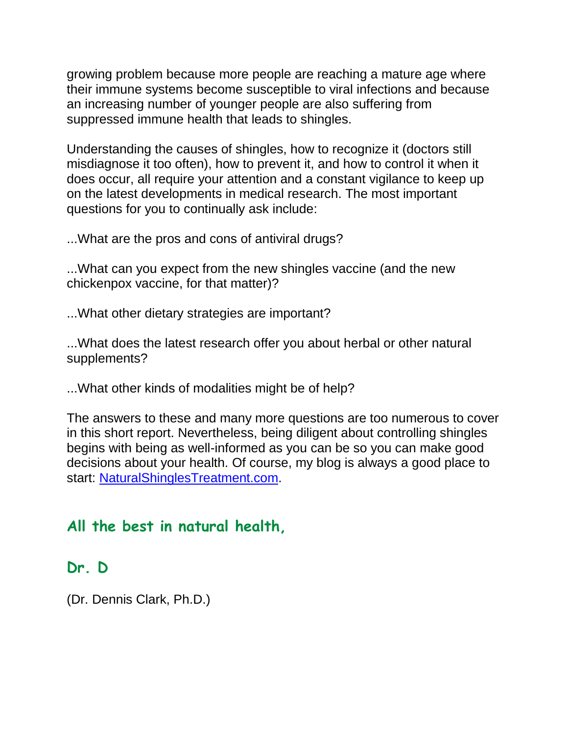growing problem because more people are reaching a mature age where their immune systems become susceptible to viral infections and because an increasing number of younger people are also suffering from suppressed immune health that leads to shingles.

Understanding the causes of shingles, how to recognize it (doctors still misdiagnose it too often), how to prevent it, and how to control it when it does occur, all require your attention and a constant vigilance to keep up on the latest developments in medical research. The most important questions for you to continually ask include:

...What are the pros and cons of antiviral drugs?

...What can you expect from the new shingles vaccine (and the new chickenpox vaccine, for that matter)?

...What other dietary strategies are important?

...What does the latest research offer you about herbal or other natural supplements?

...What other kinds of modalities might be of help?

The answers to these and many more questions are too numerous to cover in this short report. Nevertheless, being diligent about controlling shingles begins with being as well-informed as you can be so you can make good decisions about your health. Of course, my blog is always a good place to start: [NaturalShinglesTreatment.com](NaturalShinglesTreatment.com).

**All the best in natural health,**

**Dr. D**

(Dr. Dennis Clark, Ph.D.)